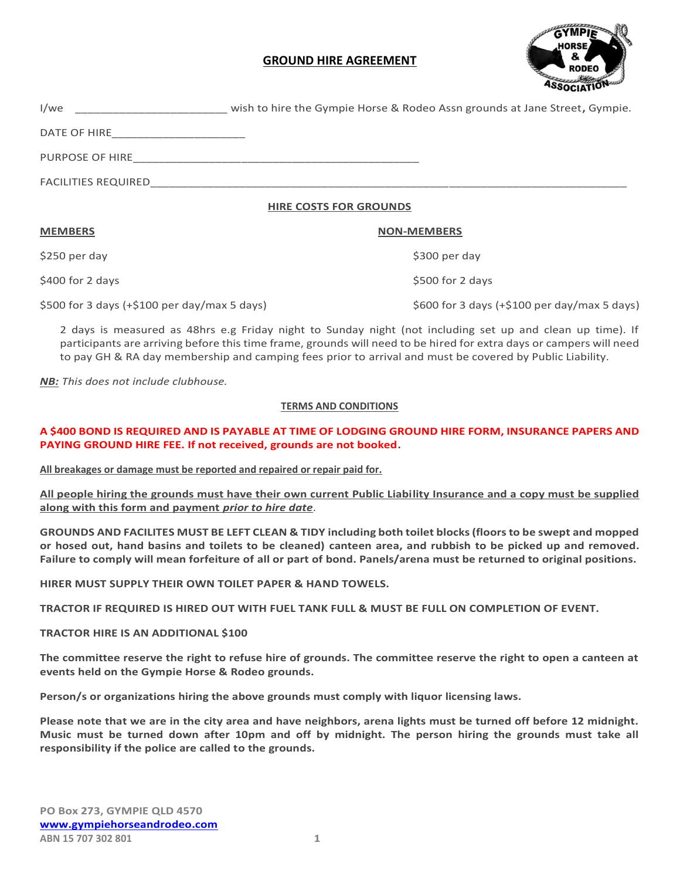# GROUND HIRE AGREEMENT

I/we \_\_\_\_\_\_\_\_\_\_\_\_\_\_\_\_\_\_\_\_\_\_\_\_ wish to hire the Gympie Horse & Rodeo Assn grounds at Jane Street, Gympie.

DATE OF HIRE\_\_\_\_\_\_\_\_\_\_\_\_\_\_\_\_\_\_\_\_\_\_

PURPOSE OF HIRE\_\_\_\_\_\_\_\_\_\_\_\_\_\_\_\_\_\_\_\_\_\_\_\_\_\_\_\_\_\_\_\_\_\_\_\_\_\_\_\_\_\_\_\_\_\_

FACILITIES REQUIRED\_\_\_\_\_\_\_\_\_\_\_\_\_\_\_\_\_\_\_\_\_\_\_\_\_\_\_\_\_\_\_\_\_\_\_\_\_\_\_\_\_\_\_\_\_\_\_\_\_\_\_\_\_\_\_\_\_\_\_\_\_\_\_\_\_\_\_\_\_\_\_\_\_\_\_\_

## HIRE COSTS FOR GROUNDS

| MEMBERS | NON-MEMBERS |
|---|---|
| $250 per day | $300 per day |
| $400 for 2 days | $500 for 2 days |
| $500 for 3 days (+$100 per day/max 5 days) | $600 for 3 days (+$100 per day/max 5 days) |

2 days is measured as 48hrs e.g Friday night to Sunday night (not including set up and clean up time). If participants are arriving before this time frame, grounds will need to be hired for extra days or campers will need to pay GH & RA day membership and camping fees prior to arrival and must be covered by Public Liability.

***NB:*** *This does not include clubhouse.*

## TERMS AND CONDITIONS

**A $400 BOND IS REQUIRED AND IS PAYABLE AT TIME OF LODGING GROUND HIRE FORM, INSURANCE PAPERS AND PAYING GROUND HIRE FEE. If not received, grounds are not booked.**

**All breakages or damage must be reported and repaired or repair paid for.**

**All people hiring the grounds must have their own current Public Liability Insurance and a copy must be supplied along with this form and payment *prior to hire date*.**

**GROUNDS AND FACILITES MUST BE LEFT CLEAN & TIDY including both toilet blocks (floors to be swept and mopped or hosed out, hand basins and toilets to be cleaned) canteen area, and rubbish to be picked up and removed. Failure to comply will mean forfeiture of all or part of bond. Panels/arena must be returned to original positions.**

**HIRER MUST SUPPLY THEIR OWN TOILET PAPER & HAND TOWELS.**

**TRACTOR IF REQUIRED IS HIRED OUT WITH FUEL TANK FULL & MUST BE FULL ON COMPLETION OF EVENT.**

**TRACTOR HIRE IS AN ADDITIONAL $100**

**The committee reserve the right to refuse hire of grounds. The committee reserve the right to open a canteen at events held on the Gympie Horse & Rodeo grounds.**

**Person/s or organizations hiring the above grounds must comply with liquor licensing laws.**

**Please note that we are in the city area and have neighbors, arena lights must be turned off before 12 midnight. Music must be turned down after 10pm and off by midnight. The person hiring the grounds must take all responsibility if the police are called to the grounds.**

**PO Box 273, GYMPIE QLD 4570**
**www.gympiehorseandrodeo.com**
**ABN 15 707 302 801**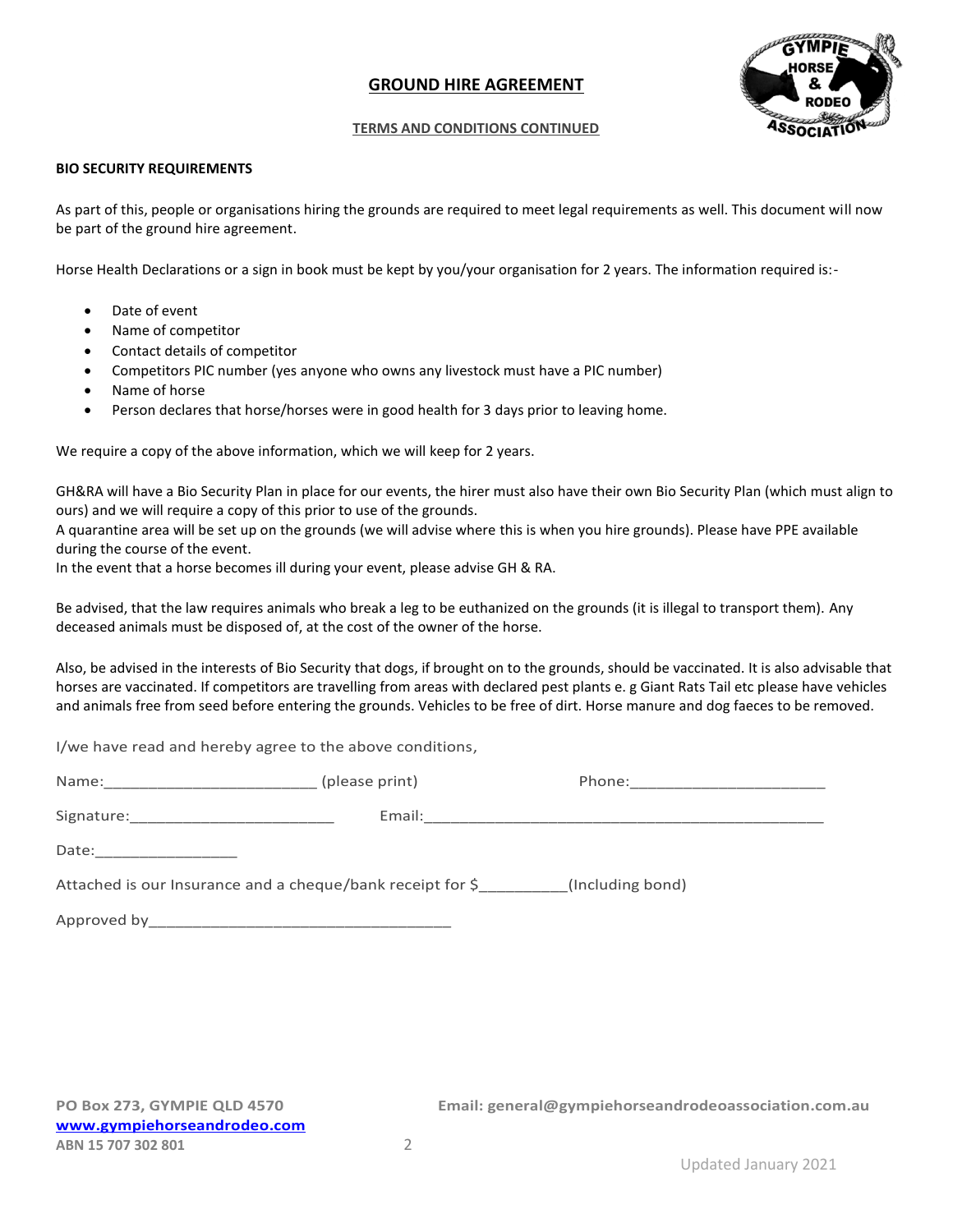# GROUND HIRE AGREEMENT

## TERMS AND CONDITIONS CONTINUED

**BIO SECURITY REQUIREMENTS**

As part of this, people or organisations hiring the grounds are required to meet legal requirements as well. This document will now be part of the ground hire agreement.

Horse Health Declarations or a sign in book must be kept by you/your organisation for 2 years. The information required is:-

- Date of event
- Name of competitor
- Contact details of competitor
- Competitors PIC number (yes anyone who owns any livestock must have a PIC number)
- Name of horse
- Person declares that horse/horses were in good health for 3 days prior to leaving home.

We require a copy of the above information, which we will keep for 2 years.

GH&RA will have a Bio Security Plan in place for our events, the hirer must also have their own Bio Security Plan (which must align to ours) and we will require a copy of this prior to use of the grounds.
A quarantine area will be set up on the grounds (we will advise where this is when you hire grounds). Please have PPE available during the course of the event.
In the event that a horse becomes ill during your event, please advise GH & RA.

Be advised, that the law requires animals who break a leg to be euthanized on the grounds (it is illegal to transport them). Any deceased animals must be disposed of, at the cost of the owner of the horse.

Also, be advised in the interests of Bio Security that dogs, if brought on to the grounds, should be vaccinated. It is also advisable that horses are vaccinated. If competitors are travelling from areas with declared pest plants e. g Giant Rats Tail etc please have vehicles and animals free from seed before entering the grounds. Vehicles to be free of dirt. Horse manure and dog faeces to be removed.

I/we have read and hereby agree to the above conditions,

Name:________________________ (please print) Phone:______________________

Signature:_______________________ Email:_____________________________________________

Date:________________

Attached is our Insurance and a cheque/bank receipt for $__________(Including bond)

Approved by__________________________________

PO Box 273, GYMPIE QLD 4570
www.gympiehorseandrodeo.com
ABN 15 707 302 801

Email: general@gympiehorseandrodeoassociation.com.au

Updated January 2021